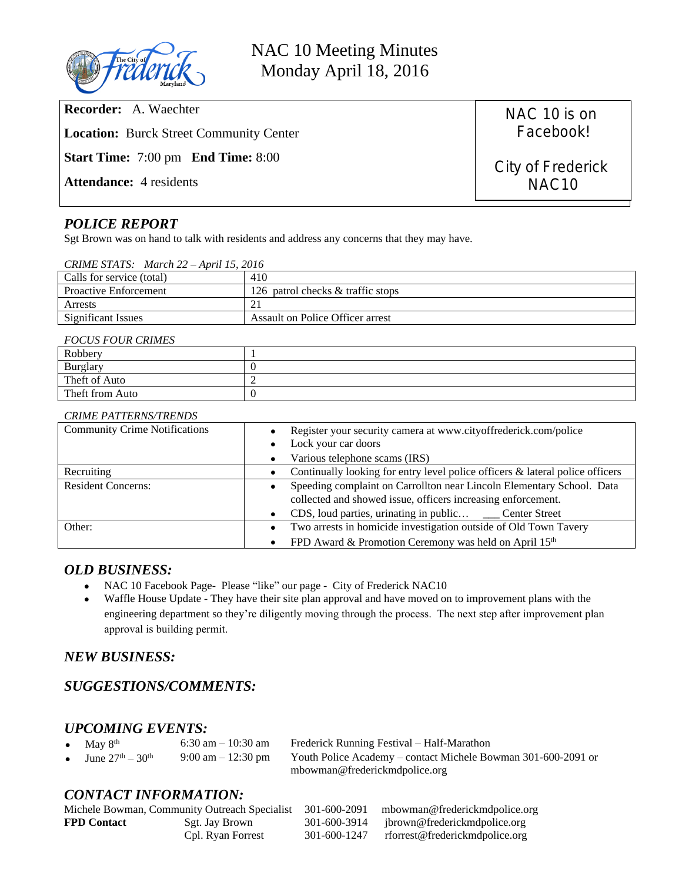# NAC 10 Meeting Minutes
## Monday April 18, 2016

**Recorder:** A. Waechter

**Location:** Burck Street Community Center

**Start Time:** 7:00 pm **End Time:** 8:00

**Attendance:** 4 residents

NAC 10 is on Facebook!

City of Frederick NAC10

## *POLICE REPORT*

Sgt Brown was on hand to talk with residents and address any concerns that they may have.

*CRIME STATS: March 22 – April 15, 2016*

| | |
|---|---|
| Calls for service (total) | 410 |
| Proactive Enforcement | 126 patrol checks & traffic stops |
| Arrests | 21 |
| Significant Issues | Assault on Police Officer arrest |

*FOCUS FOUR CRIMES*

| | |
|---|---|
| Robbery | 1 |
| Burglary | 0 |
| Theft of Auto | 2 |
| Theft from Auto | 0 |

*CRIME PATTERNS/TRENDS*

| | |
|---|---|
| Community Crime Notifications | • Register your security camera at www.cityoffrederick.com/police<br>• Lock your car doors<br>• Various telephone scams (IRS) |
| Recruiting | • Continually looking for entry level police officers & lateral police officers |
| Resident Concerns: | • Speeding complaint on Carrollton near Lincoln Elementary School. Data collected and showed issue, officers increasing enforcement.<br>• CDS, loud parties, urinating in public… ___ Center Street |
| Other: | • Two arrests in homicide investigation outside of Old Town Tavery<br>• FPD Award & Promotion Ceremony was held on April 15th |

## *OLD BUSINESS:*

- NAC 10 Facebook Page- Please "like" our page - City of Frederick NAC10
- Waffle House Update - They have their site plan approval and have moved on to improvement plans with the engineering department so they're diligently moving through the process. The next step after improvement plan approval is building permit.

## *NEW BUSINESS:*

## *SUGGESTIONS/COMMENTS:*

## *UPCOMING EVENTS:*

- May 8th — 6:30 am – 10:30 am — Frederick Running Festival – Half-Marathon
- June 27th – 30th — 9:00 am – 12:30 pm — Youth Police Academy – contact Michele Bowman 301-600-2091 or mbowman@frederickmdpolice.org

## *CONTACT INFORMATION:*

Michele Bowman, Community Outreach Specialist — 301-600-2091 — mbowman@frederickmdpolice.org

**FPD Contact** — Sgt. Jay Brown — 301-600-3914 — jbrown@frederickmdpolice.org

Cpl. Ryan Forrest — 301-600-1247 — rforrest@frederickmdpolice.org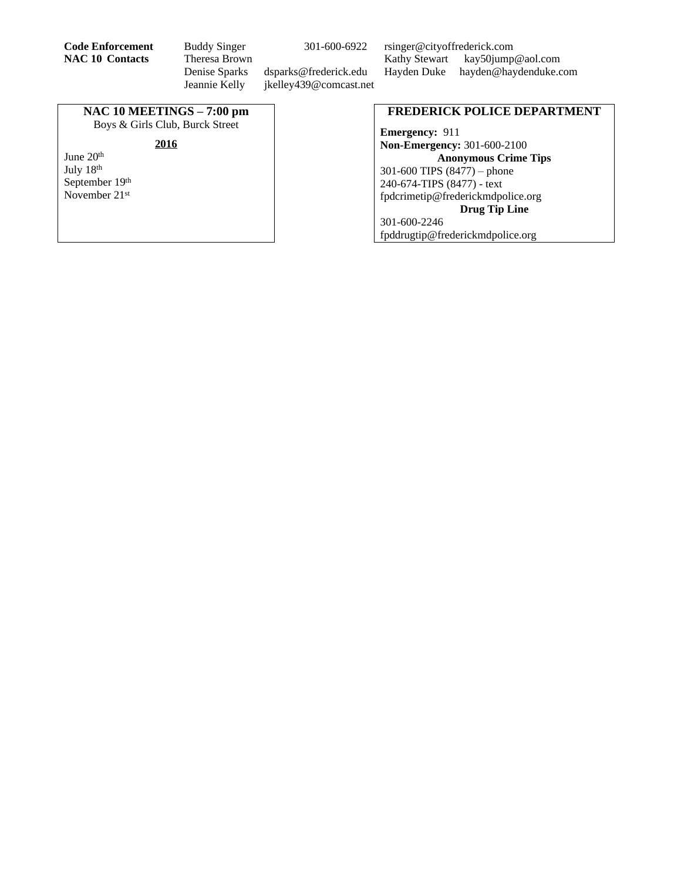| | | | | |
|---|---|---|---|---|
| **Code Enforcement** | Buddy Singer | 301-600-6922 | rsinger@cityoffrederick.com | |
| **NAC 10 Contacts** | Theresa Brown | | Kathy Stewart | kay50jump@aol.com |
| | Denise Sparks | dsparks@frederick.edu | Hayden Duke | hayden@haydenduke.com |
| | Jeannie Kelly | jkelley439@comcast.net | | |

**NAC 10 MEETINGS – 7:00 pm**
Boys & Girls Club, Burck Street

**2016**

June 20th
July 18th
September 19th
November 21st

**FREDERICK POLICE DEPARTMENT**

**Emergency:** 911
**Non-Emergency:** 301-600-2100

**Anonymous Crime Tips**
301-600 TIPS (8477) – phone
240-674-TIPS (8477) - text
fpdcrimetip@frederickmdpolice.org

**Drug Tip Line**
301-600-2246
fpddrugtip@frederickmdpolice.org